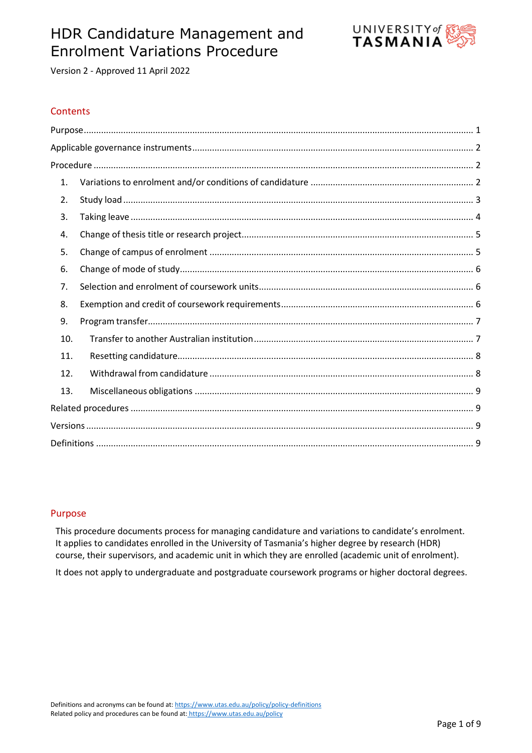# HDR Candidature Management and Enrolment Variations Procedure

Version 2 - Approved 11 April 2022

## Contents

- Purpose ..... 1
- Applicable governance instruments ..... 2
- Procedure ..... 2
  1. Variations to enrolment and/or conditions of candidature ..... 2
  2. Study load ..... 3
  3. Taking leave ..... 4
  4. Change of thesis title or research project ..... 5
  5. Change of campus of enrolment ..... 5
  6. Change of mode of study ..... 6
  7. Selection and enrolment of coursework units ..... 6
  8. Exemption and credit of coursework requirements ..... 6
  9. Program transfer ..... 7
  10. Transfer to another Australian institution ..... 7
  11. Resetting candidature ..... 8
  12. Withdrawal from candidature ..... 8
  13. Miscellaneous obligations ..... 9
- Related procedures ..... 9
- Versions ..... 9
- Definitions ..... 9

## Purpose

This procedure documents process for managing candidature and variations to candidate's enrolment. It applies to candidates enrolled in the University of Tasmania's higher degree by research (HDR) course, their supervisors, and academic unit in which they are enrolled (academic unit of enrolment).

It does not apply to undergraduate and postgraduate coursework programs or higher doctoral degrees.

Definitions and acronyms can be found at: https://www.utas.edu.au/policy/policy-definitions
Related policy and procedures can be found at: https://www.utas.edu.au/policy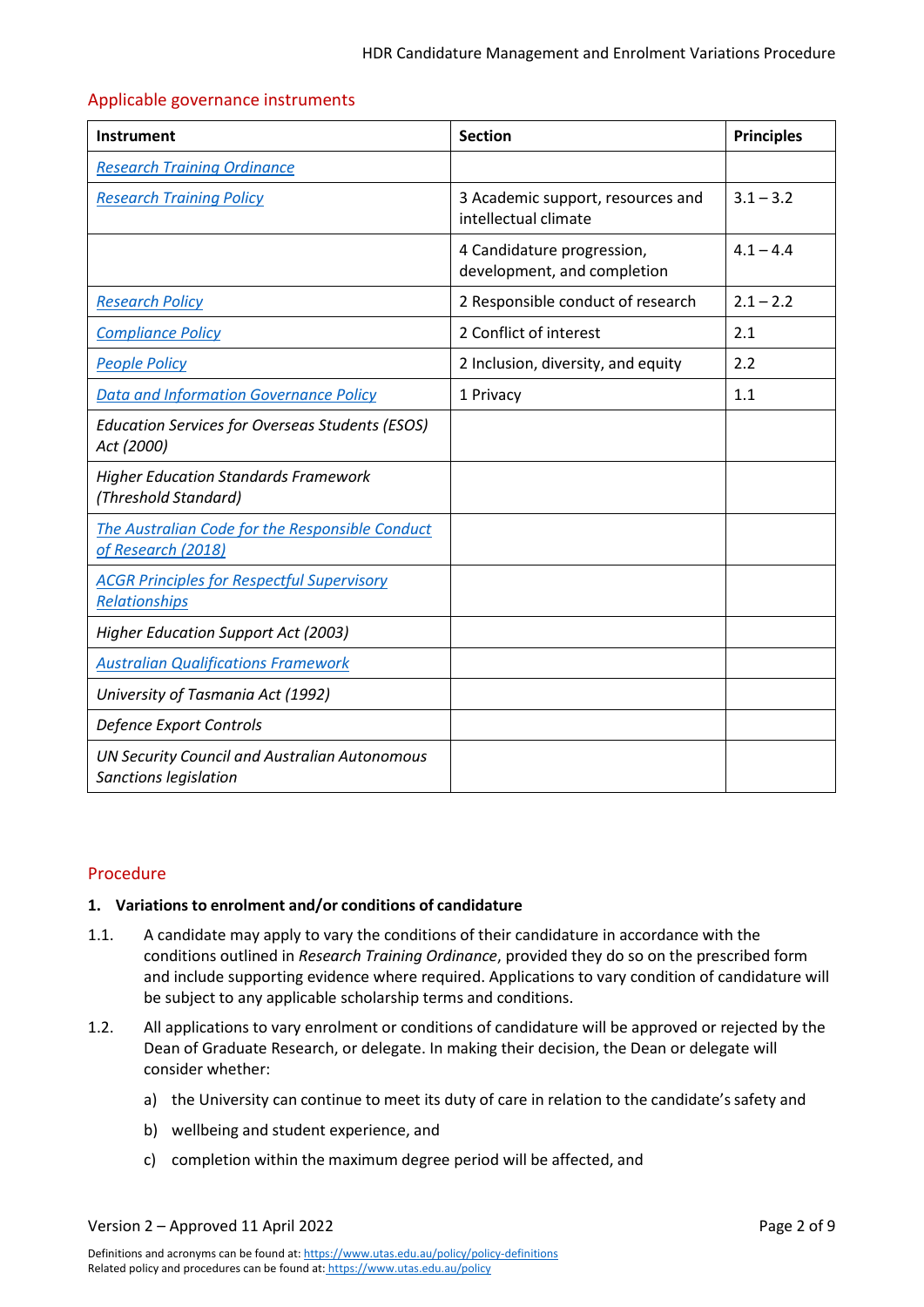## Applicable governance instruments

| Instrument | Section | Principles |
|---|---|---|
| *Research Training Ordinance* | | |
| *Research Training Policy* | 3 Academic support, resources and intellectual climate | 3.1 – 3.2 |
| | 4 Candidature progression, development, and completion | 4.1 – 4.4 |
| *Research Policy* | 2 Responsible conduct of research | 2.1 – 2.2 |
| *Compliance Policy* | 2 Conflict of interest | 2.1 |
| *People Policy* | 2 Inclusion, diversity, and equity | 2.2 |
| *Data and Information Governance Policy* | 1 Privacy | 1.1 |
| *Education Services for Overseas Students (ESOS) Act (2000)* | | |
| *Higher Education Standards Framework (Threshold Standard)* | | |
| *The Australian Code for the Responsible Conduct of Research (2018)* | | |
| *ACGR Principles for Respectful Supervisory Relationships* | | |
| *Higher Education Support Act (2003)* | | |
| *Australian Qualifications Framework* | | |
| *University of Tasmania Act (1992)* | | |
| *Defence Export Controls* | | |
| *UN Security Council and Australian Autonomous Sanctions legislation* | | |

## Procedure

### 1. Variations to enrolment and/or conditions of candidature

1.1. A candidate may apply to vary the conditions of their candidature in accordance with the conditions outlined in *Research Training Ordinance*, provided they do so on the prescribed form and include supporting evidence where required. Applications to vary condition of candidature will be subject to any applicable scholarship terms and conditions.

1.2. All applications to vary enrolment or conditions of candidature will be approved or rejected by the Dean of Graduate Research, or delegate. In making their decision, the Dean or delegate will consider whether:

a) the University can continue to meet its duty of care in relation to the candidate's safety and

b) wellbeing and student experience, and

c) completion within the maximum degree period will be affected, and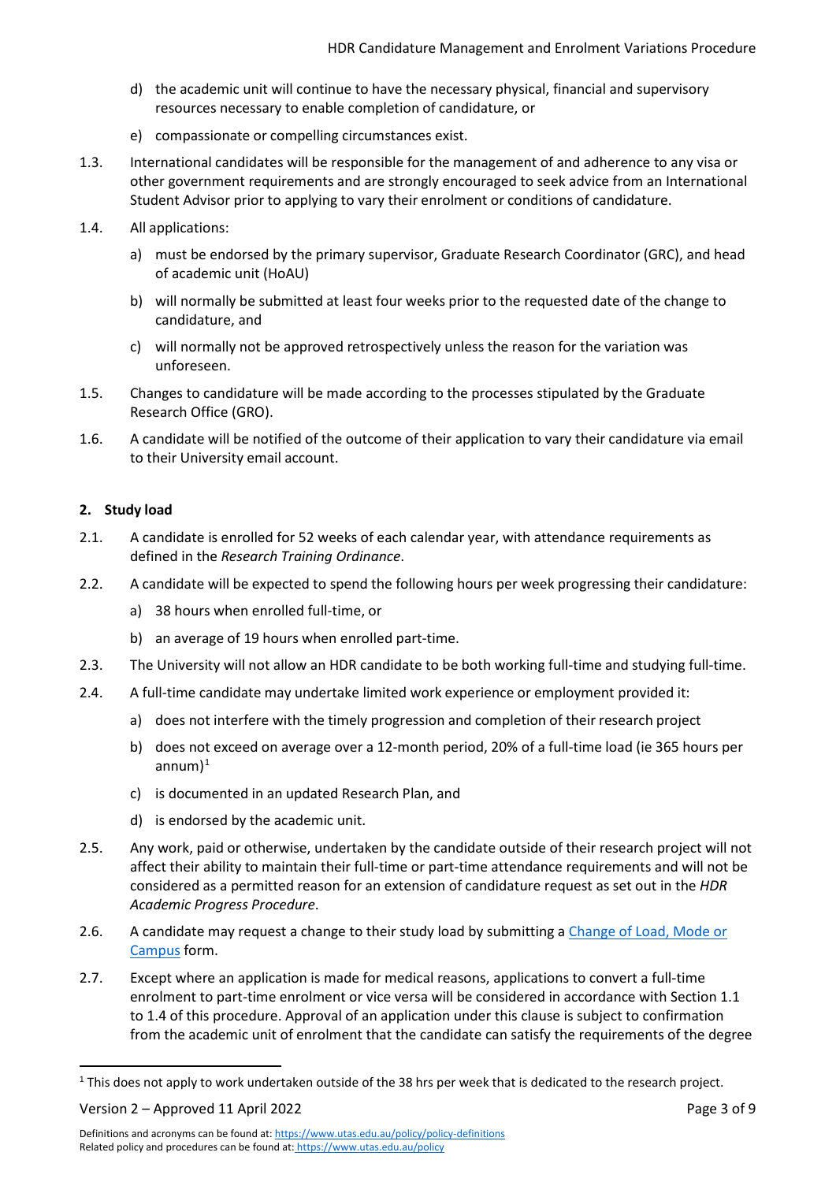d) the academic unit will continue to have the necessary physical, financial and supervisory resources necessary to enable completion of candidature, or

e) compassionate or compelling circumstances exist.

1.3. International candidates will be responsible for the management of and adherence to any visa or other government requirements and are strongly encouraged to seek advice from an International Student Advisor prior to applying to vary their enrolment or conditions of candidature.

1.4. All applications:

a) must be endorsed by the primary supervisor, Graduate Research Coordinator (GRC), and head of academic unit (HoAU)

b) will normally be submitted at least four weeks prior to the requested date of the change to candidature, and

c) will normally not be approved retrospectively unless the reason for the variation was unforeseen.

1.5. Changes to candidature will be made according to the processes stipulated by the Graduate Research Office (GRO).

1.6. A candidate will be notified of the outcome of their application to vary their candidature via email to their University email account.

## 2. Study load

2.1. A candidate is enrolled for 52 weeks of each calendar year, with attendance requirements as defined in the *Research Training Ordinance*.

2.2. A candidate will be expected to spend the following hours per week progressing their candidature:

a) 38 hours when enrolled full-time, or

b) an average of 19 hours when enrolled part-time.

2.3. The University will not allow an HDR candidate to be both working full-time and studying full-time.

2.4. A full-time candidate may undertake limited work experience or employment provided it:

a) does not interfere with the timely progression and completion of their research project

b) does not exceed on average over a 12-month period, 20% of a full-time load (ie 365 hours per annum)[1]

c) is documented in an updated Research Plan, and

d) is endorsed by the academic unit.

2.5. Any work, paid or otherwise, undertaken by the candidate outside of their research project will not affect their ability to maintain their full-time or part-time attendance requirements and will not be considered as a permitted reason for an extension of candidature request as set out in the *HDR Academic Progress Procedure*.

2.6. A candidate may request a change to their study load by submitting a [Change of Load, Mode or Campus] form.

2.7. Except where an application is made for medical reasons, applications to convert a full-time enrolment to part-time enrolment or vice versa will be considered in accordance with Section 1.1 to 1.4 of this procedure. Approval of an application under this clause is subject to confirmation from the academic unit of enrolment that the candidate can satisfy the requirements of the degree

[1] This does not apply to work undertaken outside of the 38 hrs per week that is dedicated to the research project.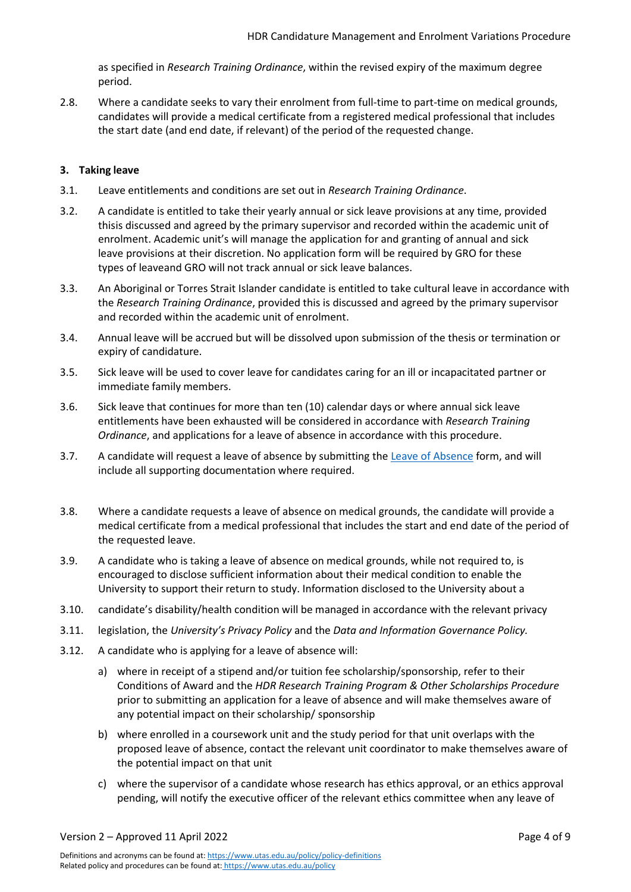as specified in *Research Training Ordinance*, within the revised expiry of the maximum degree period.

2.8. Where a candidate seeks to vary their enrolment from full-time to part-time on medical grounds, candidates will provide a medical certificate from a registered medical professional that includes the start date (and end date, if relevant) of the period of the requested change.

### 3. Taking leave

3.1. Leave entitlements and conditions are set out in *Research Training Ordinance*.

3.2. A candidate is entitled to take their yearly annual or sick leave provisions at any time, provided thisis discussed and agreed by the primary supervisor and recorded within the academic unit of enrolment. Academic unit's will manage the application for and granting of annual and sick leave provisions at their discretion. No application form will be required by GRO for these types of leaveand GRO will not track annual or sick leave balances.

3.3. An Aboriginal or Torres Strait Islander candidate is entitled to take cultural leave in accordance with the *Research Training Ordinance*, provided this is discussed and agreed by the primary supervisor and recorded within the academic unit of enrolment.

3.4. Annual leave will be accrued but will be dissolved upon submission of the thesis or termination or expiry of candidature.

3.5. Sick leave will be used to cover leave for candidates caring for an ill or incapacitated partner or immediate family members.

3.6. Sick leave that continues for more than ten (10) calendar days or where annual sick leave entitlements have been exhausted will be considered in accordance with *Research Training Ordinance*, and applications for a leave of absence in accordance with this procedure.

3.7. A candidate will request a leave of absence by submitting the [Leave of Absence]() form, and will include all supporting documentation where required.

3.8. Where a candidate requests a leave of absence on medical grounds, the candidate will provide a medical certificate from a medical professional that includes the start and end date of the period of the requested leave.

3.9. A candidate who is taking a leave of absence on medical grounds, while not required to, is encouraged to disclose sufficient information about their medical condition to enable the University to support their return to study. Information disclosed to the University about a

3.10. candidate's disability/health condition will be managed in accordance with the relevant privacy

3.11. legislation, the *University's Privacy Policy* and the *Data and Information Governance Policy.*

3.12. A candidate who is applying for a leave of absence will:

a) where in receipt of a stipend and/or tuition fee scholarship/sponsorship, refer to their Conditions of Award and the *HDR Research Training Program & Other Scholarships Procedure* prior to submitting an application for a leave of absence and will make themselves aware of any potential impact on their scholarship/ sponsorship

b) where enrolled in a coursework unit and the study period for that unit overlaps with the proposed leave of absence, contact the relevant unit coordinator to make themselves aware of the potential impact on that unit

c) where the supervisor of a candidate whose research has ethics approval, or an ethics approval pending, will notify the executive officer of the relevant ethics committee when any leave of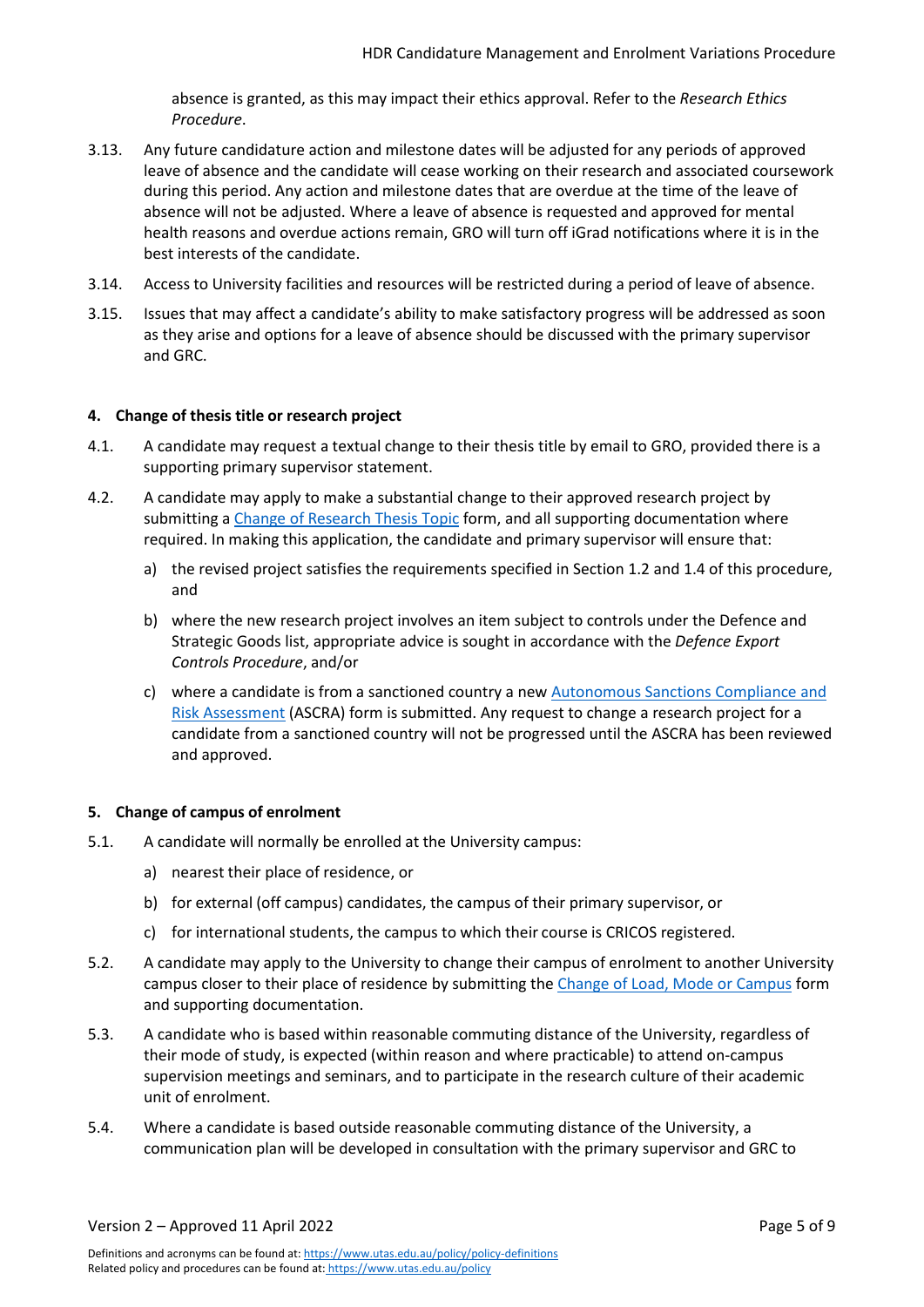absence is granted, as this may impact their ethics approval. Refer to the *Research Ethics Procedure*.

3.13. Any future candidature action and milestone dates will be adjusted for any periods of approved leave of absence and the candidate will cease working on their research and associated coursework during this period. Any action and milestone dates that are overdue at the time of the leave of absence will not be adjusted. Where a leave of absence is requested and approved for mental health reasons and overdue actions remain, GRO will turn off iGrad notifications where it is in the best interests of the candidate.

3.14. Access to University facilities and resources will be restricted during a period of leave of absence.

3.15. Issues that may affect a candidate's ability to make satisfactory progress will be addressed as soon as they arise and options for a leave of absence should be discussed with the primary supervisor and GRC.

## 4. Change of thesis title or research project

4.1. A candidate may request a textual change to their thesis title by email to GRO, provided there is a supporting primary supervisor statement.

4.2. A candidate may apply to make a substantial change to their approved research project by submitting a Change of Research Thesis Topic form, and all supporting documentation where required. In making this application, the candidate and primary supervisor will ensure that:

a) the revised project satisfies the requirements specified in Section 1.2 and 1.4 of this procedure, and

b) where the new research project involves an item subject to controls under the Defence and Strategic Goods list, appropriate advice is sought in accordance with the *Defence Export Controls Procedure*, and/or

c) where a candidate is from a sanctioned country a new Autonomous Sanctions Compliance and Risk Assessment (ASCRA) form is submitted. Any request to change a research project for a candidate from a sanctioned country will not be progressed until the ASCRA has been reviewed and approved.

## 5. Change of campus of enrolment

5.1. A candidate will normally be enrolled at the University campus:

a) nearest their place of residence, or

b) for external (off campus) candidates, the campus of their primary supervisor, or

c) for international students, the campus to which their course is CRICOS registered.

5.2. A candidate may apply to the University to change their campus of enrolment to another University campus closer to their place of residence by submitting the Change of Load, Mode or Campus form and supporting documentation.

5.3. A candidate who is based within reasonable commuting distance of the University, regardless of their mode of study, is expected (within reason and where practicable) to attend on-campus supervision meetings and seminars, and to participate in the research culture of their academic unit of enrolment.

5.4. Where a candidate is based outside reasonable commuting distance of the University, a communication plan will be developed in consultation with the primary supervisor and GRC to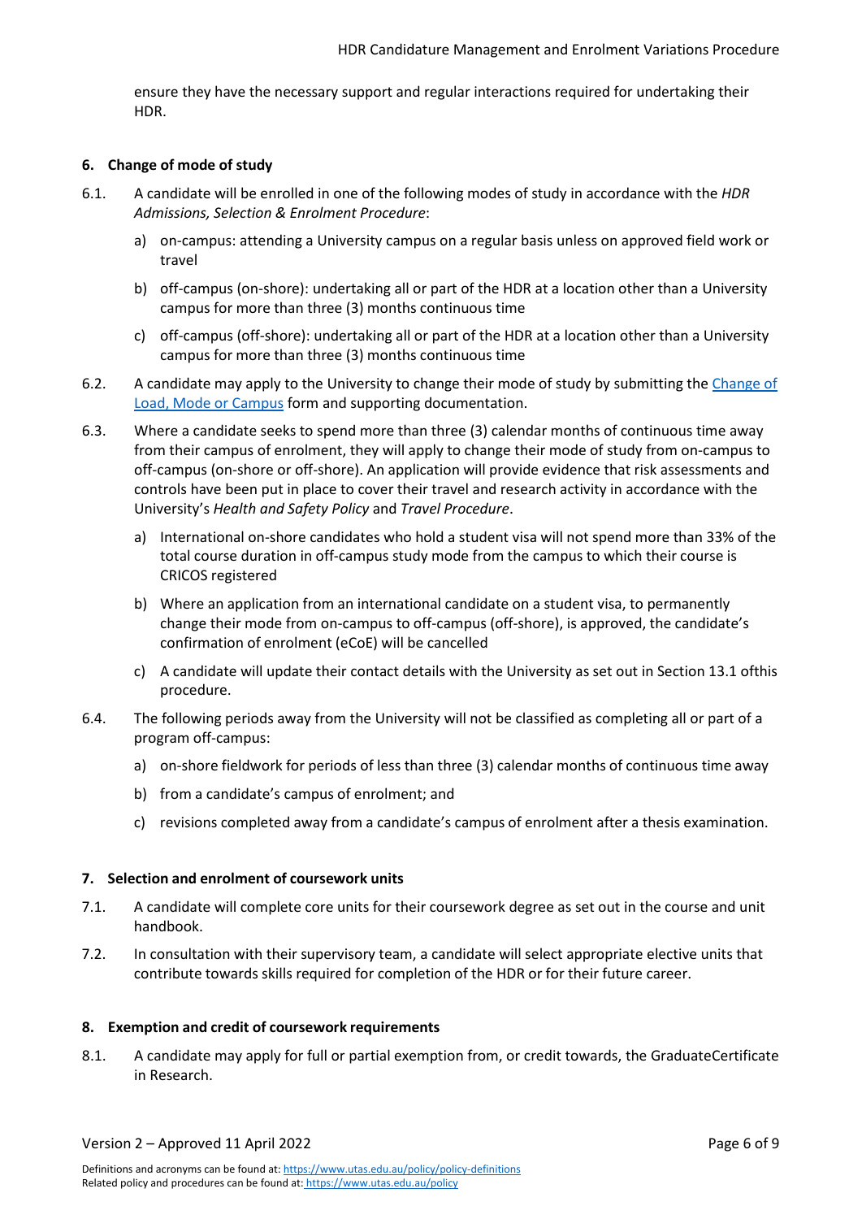ensure they have the necessary support and regular interactions required for undertaking their HDR.

## 6. Change of mode of study

6.1. A candidate will be enrolled in one of the following modes of study in accordance with the *HDR Admissions, Selection & Enrolment Procedure*:

a) on-campus: attending a University campus on a regular basis unless on approved field work or travel

b) off-campus (on-shore): undertaking all or part of the HDR at a location other than a University campus for more than three (3) months continuous time

c) off-campus (off-shore): undertaking all or part of the HDR at a location other than a University campus for more than three (3) months continuous time

6.2. A candidate may apply to the University to change their mode of study by submitting the [Change of Load, Mode or Campus]() form and supporting documentation.

6.3. Where a candidate seeks to spend more than three (3) calendar months of continuous time away from their campus of enrolment, they will apply to change their mode of study from on-campus to off-campus (on-shore or off-shore). An application will provide evidence that risk assessments and controls have been put in place to cover their travel and research activity in accordance with the University's *Health and Safety Policy* and *Travel Procedure*.

a) International on-shore candidates who hold a student visa will not spend more than 33% of the total course duration in off-campus study mode from the campus to which their course is CRICOS registered

b) Where an application from an international candidate on a student visa, to permanently change their mode from on-campus to off-campus (off-shore), is approved, the candidate's confirmation of enrolment (eCoE) will be cancelled

c) A candidate will update their contact details with the University as set out in Section 13.1 ofthis procedure.

6.4. The following periods away from the University will not be classified as completing all or part of a program off-campus:

a) on-shore fieldwork for periods of less than three (3) calendar months of continuous time away

b) from a candidate's campus of enrolment; and

c) revisions completed away from a candidate's campus of enrolment after a thesis examination.

## 7. Selection and enrolment of coursework units

7.1. A candidate will complete core units for their coursework degree as set out in the course and unit handbook.

7.2. In consultation with their supervisory team, a candidate will select appropriate elective units that contribute towards skills required for completion of the HDR or for their future career.

## 8. Exemption and credit of coursework requirements

8.1. A candidate may apply for full or partial exemption from, or credit towards, the GraduateCertificate in Research.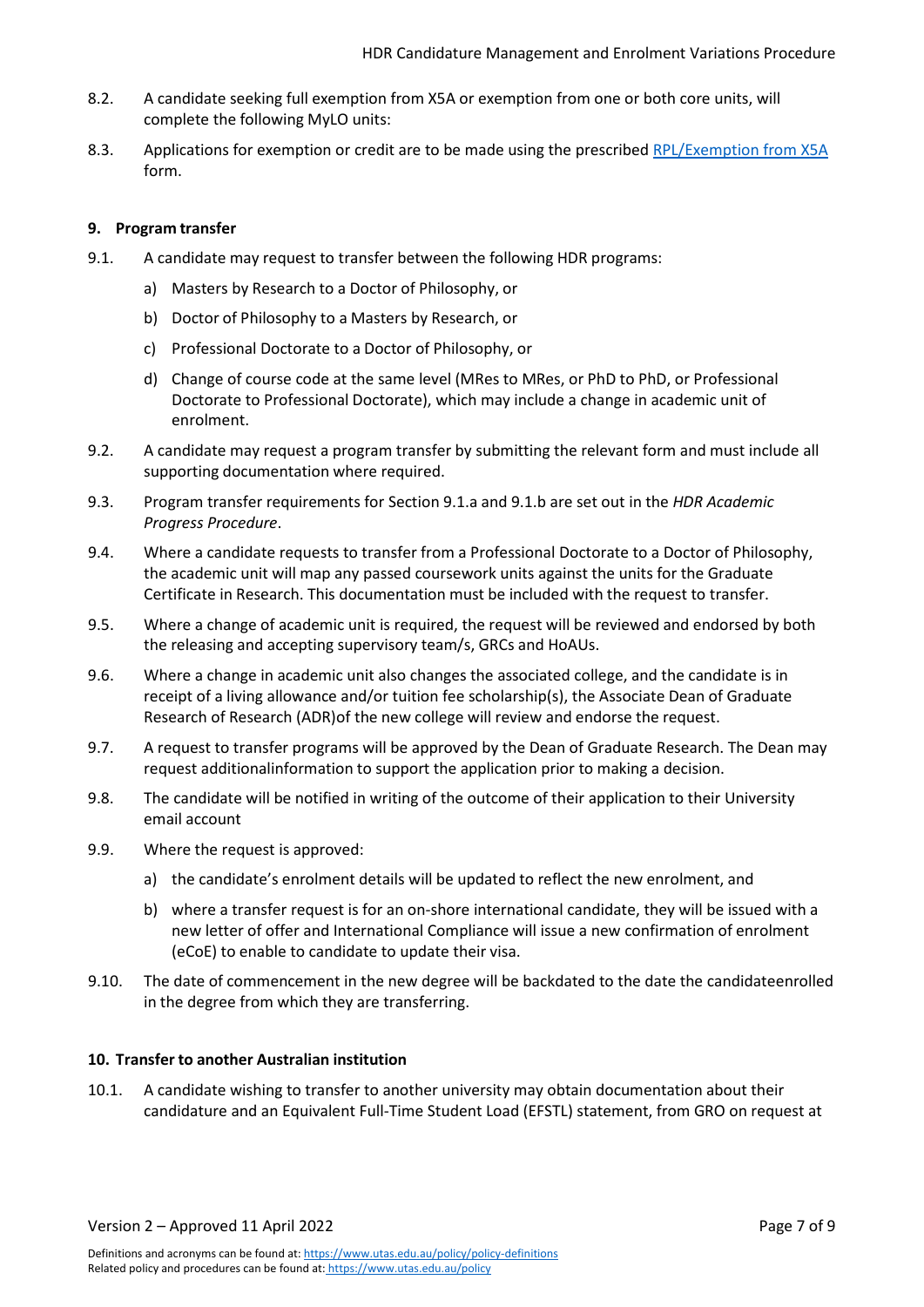8.2. A candidate seeking full exemption from X5A or exemption from one or both core units, will complete the following MyLO units:

8.3. Applications for exemption or credit are to be made using the prescribed [RPL/Exemption from X5A](#) form.

## 9. Program transfer

9.1. A candidate may request to transfer between the following HDR programs:

a) Masters by Research to a Doctor of Philosophy, or

b) Doctor of Philosophy to a Masters by Research, or

c) Professional Doctorate to a Doctor of Philosophy, or

d) Change of course code at the same level (MRes to MRes, or PhD to PhD, or Professional Doctorate to Professional Doctorate), which may include a change in academic unit of enrolment.

9.2. A candidate may request a program transfer by submitting the relevant form and must include all supporting documentation where required.

9.3. Program transfer requirements for Section 9.1.a and 9.1.b are set out in the *HDR Academic Progress Procedure*.

9.4. Where a candidate requests to transfer from a Professional Doctorate to a Doctor of Philosophy, the academic unit will map any passed coursework units against the units for the Graduate Certificate in Research. This documentation must be included with the request to transfer.

9.5. Where a change of academic unit is required, the request will be reviewed and endorsed by both the releasing and accepting supervisory team/s, GRCs and HoAUs.

9.6. Where a change in academic unit also changes the associated college, and the candidate is in receipt of a living allowance and/or tuition fee scholarship(s), the Associate Dean of Graduate Research of Research (ADR)of the new college will review and endorse the request.

9.7. A request to transfer programs will be approved by the Dean of Graduate Research. The Dean may request additionalinformation to support the application prior to making a decision.

9.8. The candidate will be notified in writing of the outcome of their application to their University email account

9.9. Where the request is approved:

a) the candidate's enrolment details will be updated to reflect the new enrolment, and

b) where a transfer request is for an on-shore international candidate, they will be issued with a new letter of offer and International Compliance will issue a new confirmation of enrolment (eCoE) to enable to candidate to update their visa.

9.10. The date of commencement in the new degree will be backdated to the date the candidateenrolled in the degree from which they are transferring.

## 10. Transfer to another Australian institution

10.1. A candidate wishing to transfer to another university may obtain documentation about their candidature and an Equivalent Full-Time Student Load (EFSTL) statement, from GRO on request at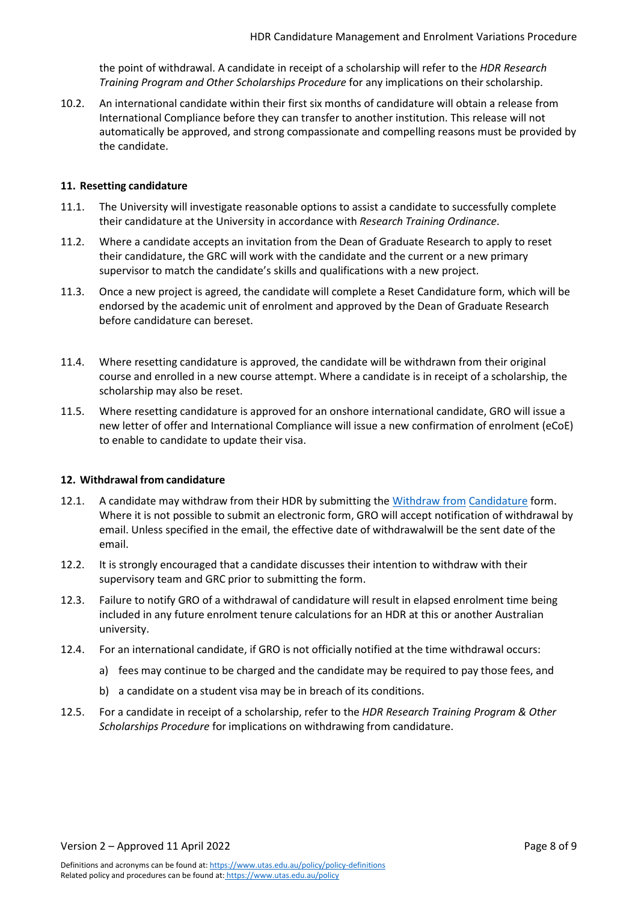the point of withdrawal. A candidate in receipt of a scholarship will refer to the *HDR Research Training Program and Other Scholarships Procedure* for any implications on their scholarship.

10.2. An international candidate within their first six months of candidature will obtain a release from International Compliance before they can transfer to another institution. This release will not automatically be approved, and strong compassionate and compelling reasons must be provided by the candidate.

**11. Resetting candidature**

11.1. The University will investigate reasonable options to assist a candidate to successfully complete their candidature at the University in accordance with *Research Training Ordinance*.

11.2. Where a candidate accepts an invitation from the Dean of Graduate Research to apply to reset their candidature, the GRC will work with the candidate and the current or a new primary supervisor to match the candidate's skills and qualifications with a new project.

11.3. Once a new project is agreed, the candidate will complete a Reset Candidature form, which will be endorsed by the academic unit of enrolment and approved by the Dean of Graduate Research before candidature can bereset.

11.4. Where resetting candidature is approved, the candidate will be withdrawn from their original course and enrolled in a new course attempt. Where a candidate is in receipt of a scholarship, the scholarship may also be reset.

11.5. Where resetting candidature is approved for an onshore international candidate, GRO will issue a new letter of offer and International Compliance will issue a new confirmation of enrolment (eCoE) to enable to candidate to update their visa.

**12. Withdrawal from candidature**

12.1. A candidate may withdraw from their HDR by submitting the Withdraw from Candidature form. Where it is not possible to submit an electronic form, GRO will accept notification of withdrawal by email. Unless specified in the email, the effective date of withdrawalwill be the sent date of the email.

12.2. It is strongly encouraged that a candidate discusses their intention to withdraw with their supervisory team and GRC prior to submitting the form.

12.3. Failure to notify GRO of a withdrawal of candidature will result in elapsed enrolment time being included in any future enrolment tenure calculations for an HDR at this or another Australian university.

12.4. For an international candidate, if GRO is not officially notified at the time withdrawal occurs:

a) fees may continue to be charged and the candidate may be required to pay those fees, and

b) a candidate on a student visa may be in breach of its conditions.

12.5. For a candidate in receipt of a scholarship, refer to the *HDR Research Training Program & Other Scholarships Procedure* for implications on withdrawing from candidature.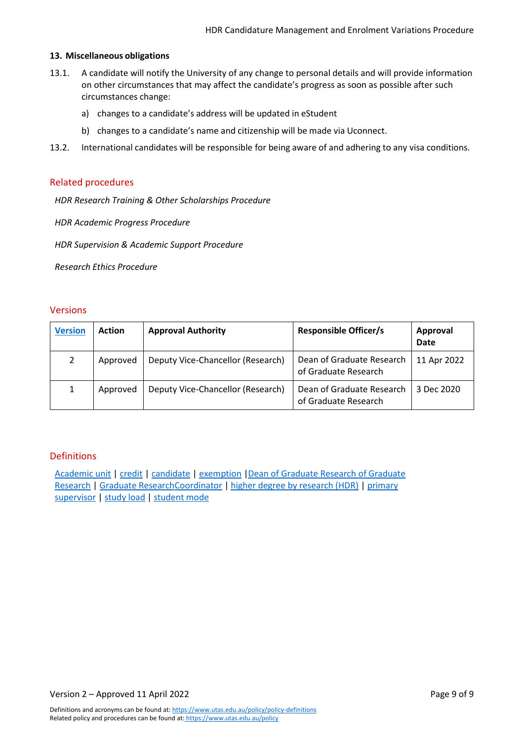### 13. Miscellaneous obligations

13.1. A candidate will notify the University of any change to personal details and will provide information on other circumstances that may affect the candidate's progress as soon as possible after such circumstances change:

a) changes to a candidate's address will be updated in eStudent

b) changes to a candidate's name and citizenship will be made via Uconnect.

13.2. International candidates will be responsible for being aware of and adhering to any visa conditions.

## Related procedures

*HDR Research Training & Other Scholarships Procedure*

*HDR Academic Progress Procedure*

*HDR Supervision & Academic Support Procedure*

*Research Ethics Procedure*

## Versions

| Version | Action | Approval Authority | Responsible Officer/s | Approval Date |
|---|---|---|---|---|
| 2 | Approved | Deputy Vice-Chancellor (Research) | Dean of Graduate Research of Graduate Research | 11 Apr 2022 |
| 1 | Approved | Deputy Vice-Chancellor (Research) | Dean of Graduate Research of Graduate Research | 3 Dec 2020 |

## Definitions

Academic unit | credit | candidate | exemption | Dean of Graduate Research of Graduate Research | Graduate ResearchCoordinator | higher degree by research (HDR) | primary supervisor | study load | student mode

Definitions and acronyms can be found at: https://www.utas.edu.au/policy/policy-definitions
Related policy and procedures can be found at: https://www.utas.edu.au/policy